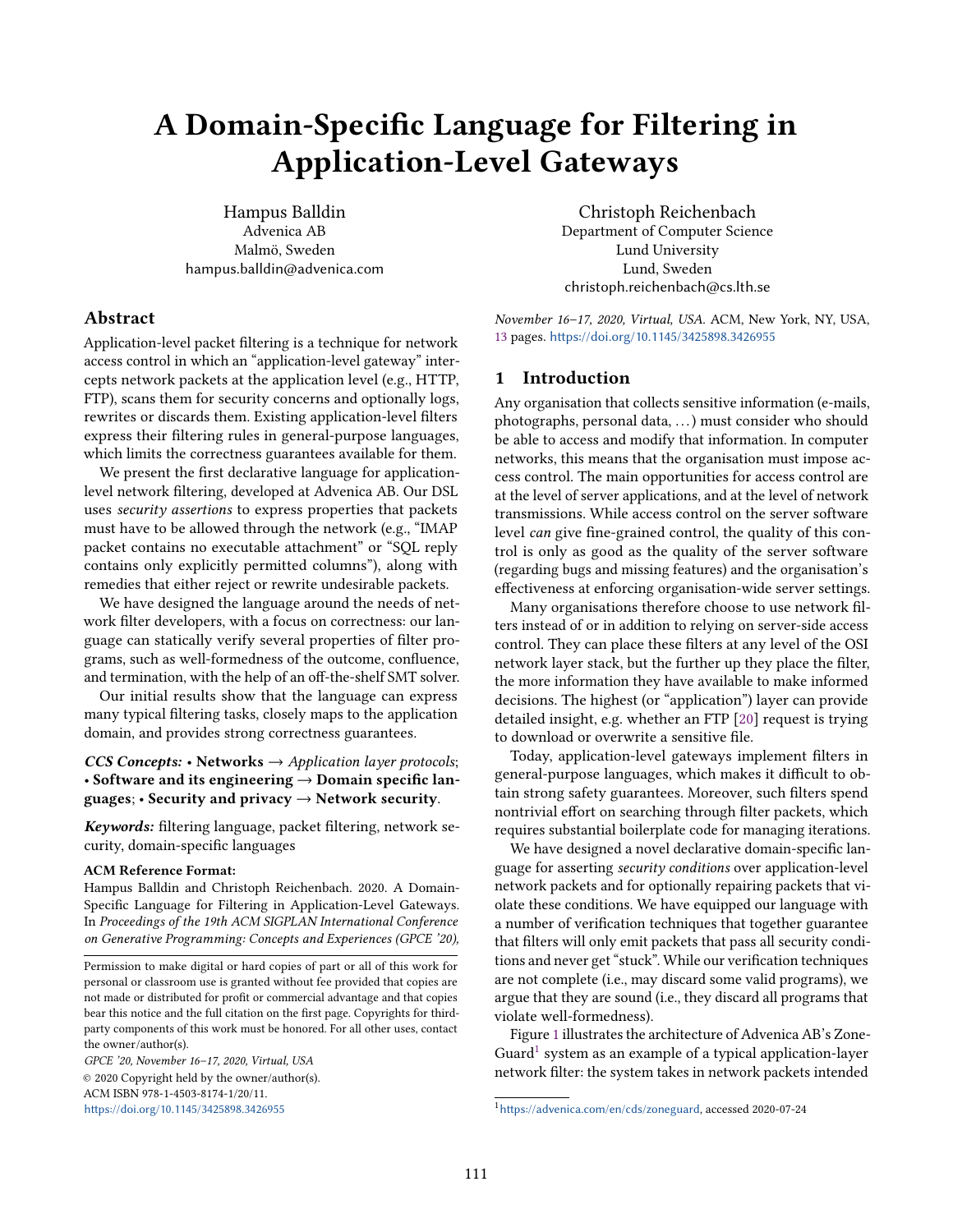# A Domain-Specific Language for Filtering in Application-Level Gateways

Hampus Balldin
Advenica AB
Malmö, Sweden
hampus.balldin@advenica.com

Christoph Reichenbach
Department of Computer Science
Lund University
Lund, Sweden
christoph.reichenbach@cs.lth.se

## Abstract

Application-level packet filtering is a technique for network access control in which an "application-level gateway" intercepts network packets at the application level (e.g., HTTP, FTP), scans them for security concerns and optionally logs, rewrites or discards them. Existing application-level filters express their filtering rules in general-purpose languages, which limits the correctness guarantees available for them.

We present the first declarative language for application-level network filtering, developed at Advenica AB. Our DSL uses *security assertions* to express properties that packets must have to be allowed through the network (e.g., "IMAP packet contains no executable attachment" or "SQL reply contains only explicitly permitted columns"), along with remedies that either reject or rewrite undesirable packets.

We have designed the language around the needs of network filter developers, with a focus on correctness: our language can statically verify several properties of filter programs, such as well-formedness of the outcome, confluence, and termination, with the help of an off-the-shelf SMT solver.

Our initial results show that the language can express many typical filtering tasks, closely maps to the application domain, and provides strong correctness guarantees.

***CCS Concepts:*** • **Networks** → *Application layer protocols*; • **Software and its engineering** → **Domain specific languages**; • **Security and privacy** → **Network security**.

***Keywords:*** filtering language, packet filtering, network security, domain-specific languages

**ACM Reference Format:**
Hampus Balldin and Christoph Reichenbach. 2020. A Domain-Specific Language for Filtering in Application-Level Gateways. In *Proceedings of the 19th ACM SIGPLAN International Conference on Generative Programming: Concepts and Experiences (GPCE '20), November 16–17, 2020, Virtual, USA.* ACM, New York, NY, USA, 13 pages. https://doi.org/10.1145/3425898.3426955

Permission to make digital or hard copies of part or all of this work for personal or classroom use is granted without fee provided that copies are not made or distributed for profit or commercial advantage and that copies bear this notice and the full citation on the first page. Copyrights for third-party components of this work must be honored. For all other uses, contact the owner/author(s).

*GPCE '20, November 16–17, 2020, Virtual, USA*
© 2020 Copyright held by the owner/author(s).
ACM ISBN 978-1-4503-8174-1/20/11.
https://doi.org/10.1145/3425898.3426955

## 1 Introduction

Any organisation that collects sensitive information (e-mails, photographs, personal data, ...) must consider who should be able to access and modify that information. In computer networks, this means that the organisation must impose access control. The main opportunities for access control are at the level of server applications, and at the level of network transmissions. While access control on the server software level *can* give fine-grained control, the quality of this control is only as good as the quality of the server software (regarding bugs and missing features) and the organisation's effectiveness at enforcing organisation-wide server settings.

Many organisations therefore choose to use network filters instead of or in addition to relying on server-side access control. They can place these filters at any level of the OSI network layer stack, but the further up they place the filter, the more information they have available to make informed decisions. The highest (or "application") layer can provide detailed insight, e.g. whether an FTP [20] request is trying to download or overwrite a sensitive file.

Today, application-level gateways implement filters in general-purpose languages, which makes it difficult to obtain strong safety guarantees. Moreover, such filters spend nontrivial effort on searching through filter packets, which requires substantial boilerplate code for managing iterations.

We have designed a novel declarative domain-specific language for asserting *security conditions* over application-level network packets and for optionally repairing packets that violate these conditions. We have equipped our language with a number of verification techniques that together guarantee that filters will only emit packets that pass all security conditions and never get "stuck". While our verification techniques are not complete (i.e., may discard some valid programs), we argue that they are sound (i.e., they discard all programs that violate well-formedness).

Figure 1 illustrates the architecture of Advenica AB's ZoneGuard[1] system as an example of a typical application-layer network filter: the system takes in network packets intended

[1] https://advenica.com/en/cds/zoneguard, accessed 2020-07-24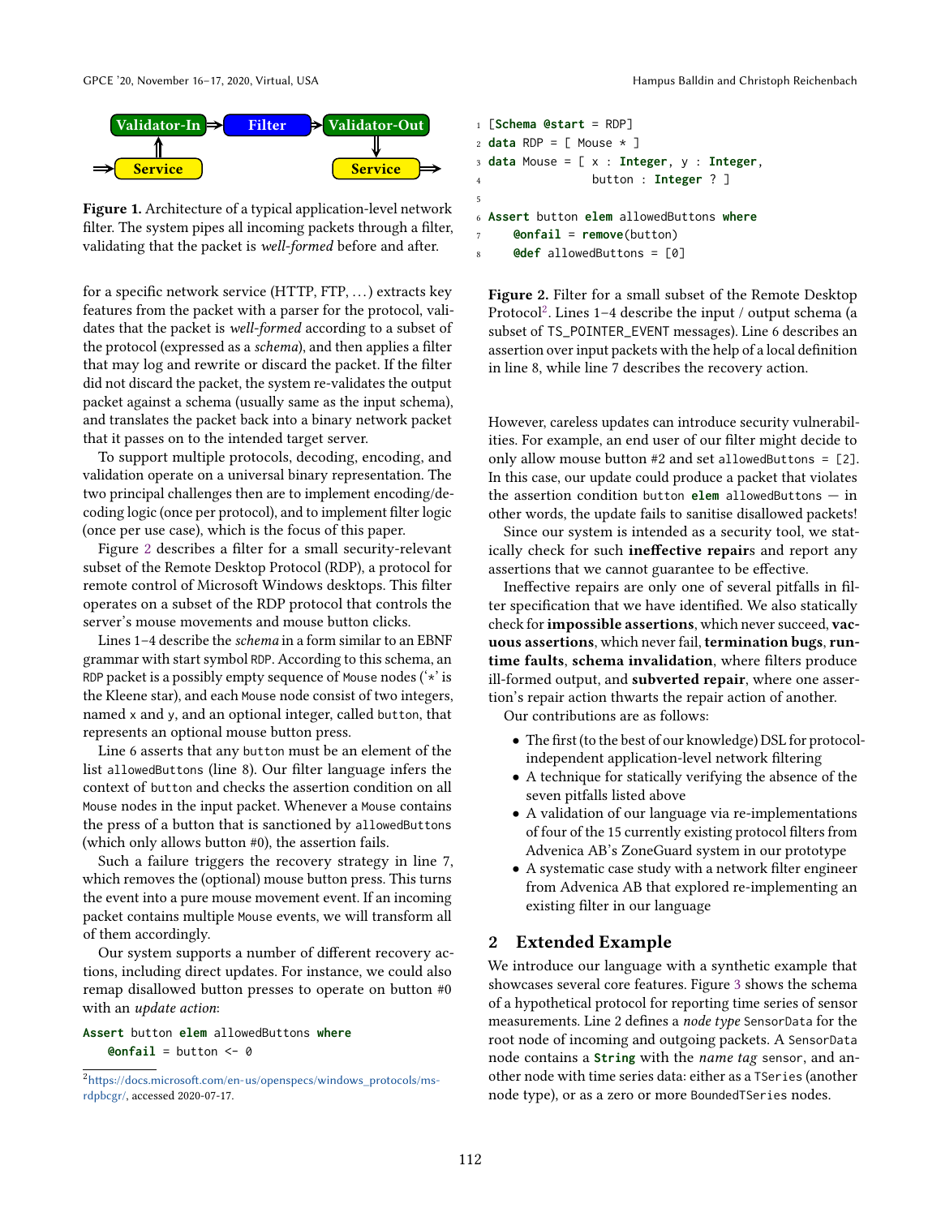Validator-In ⇒ Filter ⇒ Validator-Out

⇒ Service ⇑ ... ⇓ Service ⇒

**Figure 1.** Architecture of a typical application-level network filter. The system pipes all incoming packets through a filter, validating that the packet is *well-formed* before and after.

for a specific network service (HTTP, FTP, ...) extracts key features from the packet with a parser for the protocol, validates that the packet is *well-formed* according to a subset of the protocol (expressed as a *schema*), and then applies a filter that may log and rewrite or discard the packet. If the filter did not discard the packet, the system re-validates the output packet against a schema (usually same as the input schema), and translates the packet back into a binary network packet that it passes on to the intended target server.

To support multiple protocols, decoding, encoding, and validation operate on a universal binary representation. The two principal challenges then are to implement encoding/decoding logic (once per protocol), and to implement filter logic (once per use case), which is the focus of this paper.

Figure 2 describes a filter for a small security-relevant subset of the Remote Desktop Protocol (RDP), a protocol for remote control of Microsoft Windows desktops. This filter operates on a subset of the RDP protocol that controls the server's mouse movements and mouse button clicks.

Lines 1–4 describe the *schema* in a form similar to an EBNF grammar with start symbol `RDP`. According to this schema, an `RDP` packet is a possibly empty sequence of `Mouse` nodes ('*' is the Kleene star), and each `Mouse` node consist of two integers, named `x` and `y`, and an optional integer, called `button`, that represents an optional mouse button press.

Line 6 asserts that any `button` must be an element of the list `allowedButtons` (line 8). Our filter language infers the context of `button` and checks the assertion condition on all `Mouse` nodes in the input packet. Whenever a `Mouse` contains the press of a button that is sanctioned by `allowedButtons` (which only allows button #0), the assertion fails.

Such a failure triggers the recovery strategy in line 7, which removes the (optional) mouse button press. This turns the event into a pure mouse movement event. If an incoming packet contains multiple `Mouse` events, we will transform all of them accordingly.

Our system supports a number of different recovery actions, including direct updates. For instance, we could also remap disallowed button presses to operate on button #0 with an *update action*:

```
Assert button elem allowedButtons where
    @onfail = button <- 0
```

[2]https://docs.microsoft.com/en-us/openspecs/windows_protocols/ms-rdpbcgr/, accessed 2020-07-17.

```
1 [Schema @start = RDP]
2 data RDP = [ Mouse * ]
3 data Mouse = [ x : Integer, y : Integer,
4               button : Integer ? ]
5
6 Assert button elem allowedButtons where
7     @onfail = remove(button)
8     @def allowedButtons = [0]
```

**Figure 2.** Filter for a small subset of the Remote Desktop Protocol[2]. Lines 1–4 describe the input / output schema (a subset of `TS_POINTER_EVENT` messages). Line 6 describes an assertion over input packets with the help of a local definition in line 8, while line 7 describes the recovery action.

However, careless updates can introduce security vulnerabilities. For example, an end user of our filter might decide to only allow mouse button #2 and set `allowedButtons = [2]`. In this case, our update could produce a packet that violates the assertion condition `button elem allowedButtons` — in other words, the update fails to sanitise disallowed packets!

Since our system is intended as a security tool, we statically check for such **ineffective repair**s and report any assertions that we cannot guarantee to be effective.

Ineffective repairs are only one of several pitfalls in filter specification that we have identified. We also statically check for **impossible assertions**, which never succeed, **vacuous assertions**, which never fail, **termination bugs**, **runtime faults**, **schema invalidation**, where filters produce ill-formed output, and **subverted repair**, where one assertion's repair action thwarts the repair action of another.

Our contributions are as follows:

- The first (to the best of our knowledge) DSL for protocol-independent application-level network filtering
- A technique for statically verifying the absence of the seven pitfalls listed above
- A validation of our language via re-implementations of four of the 15 currently existing protocol filters from Advenica AB's ZoneGuard system in our prototype
- A systematic case study with a network filter engineer from Advenica AB that explored re-implementing an existing filter in our language

## 2 Extended Example

We introduce our language with a synthetic example that showcases several core features. Figure 3 shows the schema of a hypothetical protocol for reporting time series of sensor measurements. Line 2 defines a *node type* `SensorData` for the root node of incoming and outgoing packets. A `SensorData` node contains a **`String`** with the *name tag* `sensor`, and another node with time series data: either as a `TSeries` (another node type), or as a zero or more `BoundedTSeries` nodes.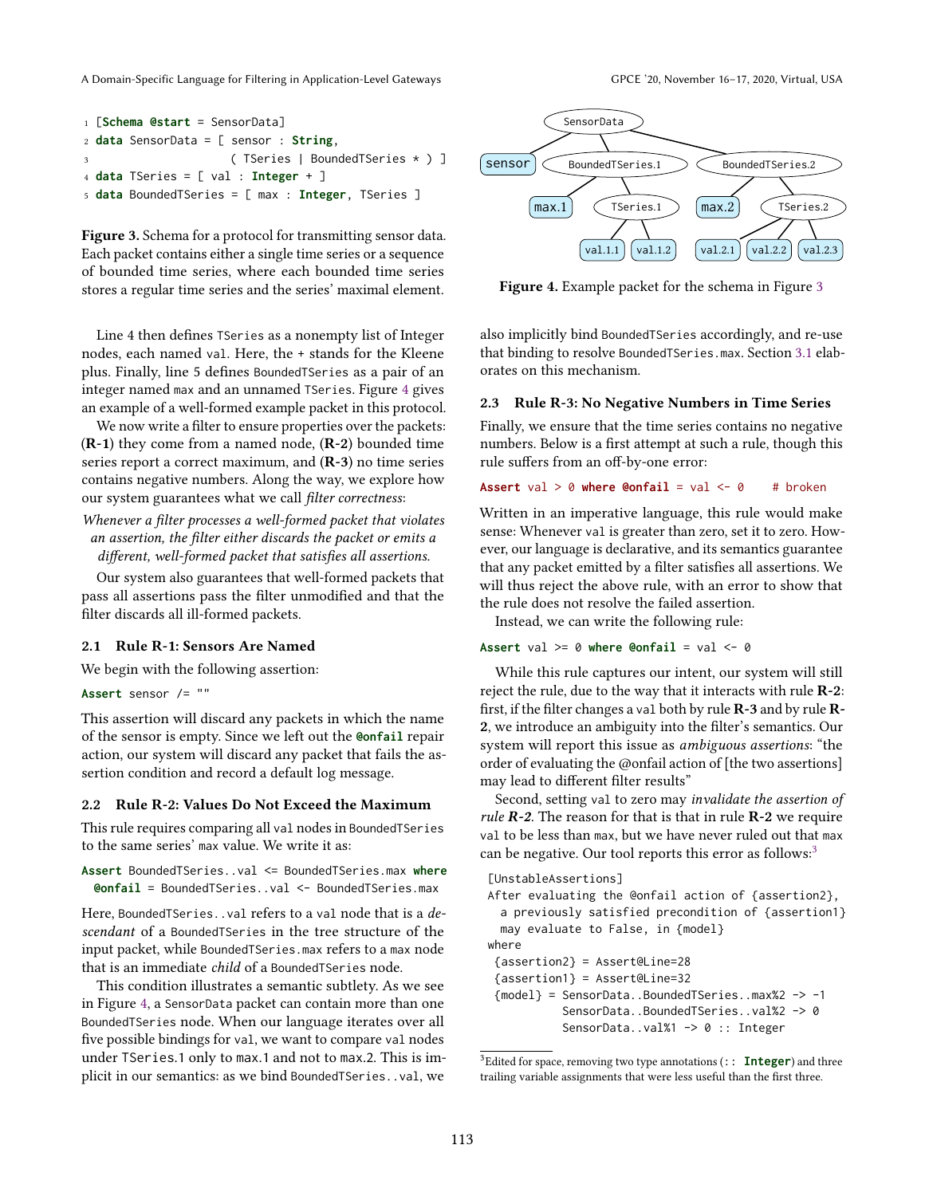```
1 [Schema @start = SensorData]
2 data SensorData = [ sensor : String,
3                     ( TSeries | BoundedTSeries * ) ]
4 data TSeries = [ val : Integer + ]
5 data BoundedTSeries = [ max : Integer, TSeries ]
```

**Figure 3.** Schema for a protocol for transmitting sensor data. Each packet contains either a single time series or a sequence of bounded time series, where each bounded time series stores a regular time series and the series' maximal element.

Figure 4. Example packet for the schema in Figure 3

Line 4 then defines `TSeries` as a nonempty list of Integer nodes, each named `val`. Here, the + stands for the Kleene plus. Finally, line 5 defines `BoundedTSeries` as a pair of an integer named `max` and an unnamed `TSeries`. Figure 4 gives an example of a well-formed example packet in this protocol.

We now write a filter to ensure properties over the packets: (**R-1**) they come from a named node, (**R-2**) bounded time series report a correct maximum, and (**R-3**) no time series contains negative numbers. Along the way, we explore how our system guarantees what we call *filter correctness*:

*Whenever a filter processes a well-formed packet that violates an assertion, the filter either discards the packet or emits a different, well-formed packet that satisfies all assertions.*

Our system also guarantees that well-formed packets that pass all assertions pass the filter unmodified and that the filter discards all ill-formed packets.

### 2.1 Rule R-1: Sensors Are Named

We begin with the following assertion:

```
Assert sensor /= ""
```

This assertion will discard any packets in which the name of the sensor is empty. Since we left out the **@onfail** repair action, our system will discard any packet that fails the assertion condition and record a default log message.

### 2.2 Rule R-2: Values Do Not Exceed the Maximum

This rule requires comparing all `val` nodes in `BoundedTSeries` to the same series' `max` value. We write it as:

```
Assert BoundedTSeries..val <= BoundedTSeries.max where
  @onfail = BoundedTSeries..val <- BoundedTSeries.max
```

Here, `BoundedTSeries..val` refers to a `val` node that is a *descendant* of a `BoundedTSeries` in the tree structure of the input packet, while `BoundedTSeries.max` refers to a `max` node that is an immediate *child* of a `BoundedTSeries` node.

This condition illustrates a semantic subtlety. As we see in Figure 4, a `SensorData` packet can contain more than one `BoundedTSeries` node. When our language iterates over all five possible bindings for `val`, we want to compare `val` nodes under `TSeries.1` only to `max.1` and not to `max.2`. This is implicit in our semantics: as we bind `BoundedTSeries..val`, we also implicitly bind `BoundedTSeries` accordingly, and re-use that binding to resolve `BoundedTSeries.max`. Section 3.1 elaborates on this mechanism.

### 2.3 Rule R-3: No Negative Numbers in Time Series

Finally, we ensure that the time series contains no negative numbers. Below is a first attempt at such a rule, though this rule suffers from an off-by-one error:

```
Assert val > 0 where @onfail = val <- 0     # broken
```

Written in an imperative language, this rule would make sense: Whenever `val` is greater than zero, set it to zero. However, our language is declarative, and its semantics guarantee that any packet emitted by a filter satisfies all assertions. We will thus reject the above rule, with an error to show that the rule does not resolve the failed assertion.

Instead, we can write the following rule:

```
Assert val >= 0 where @onfail = val <- 0
```

While this rule captures our intent, our system will still reject the rule, due to the way that it interacts with rule **R-2**: first, if the filter changes a `val` both by rule **R-3** and by rule **R-2**, we introduce an ambiguity into the filter's semantics. Our system will report this issue as *ambiguous assertions*: "the order of evaluating the @onfail action of [the two assertions] may lead to different filter results"

Second, setting `val` to zero may *invalidate the assertion of rule* ***R-2***. The reason for that is that in rule **R-2** we require `val` to be less than `max`, but we have never ruled out that `max` can be negative. Our tool reports this error as follows:[3]

```
[UnstableAssertions]
After evaluating the @onfail action of {assertion2},
  a previously satisfied precondition of {assertion1}
  may evaluate to False, in {model}
where
 {assertion2} = Assert@Line=28
 {assertion1} = Assert@Line=32
 {model} = SensorData..BoundedTSeries..max%2 -> -1
           SensorData..BoundedTSeries..val%2 -> 0
           SensorData..val%1 -> 0 :: Integer
```

[3]Edited for space, removing two type annotations (`:: Integer`) and three trailing variable assignments that were less useful than the first three.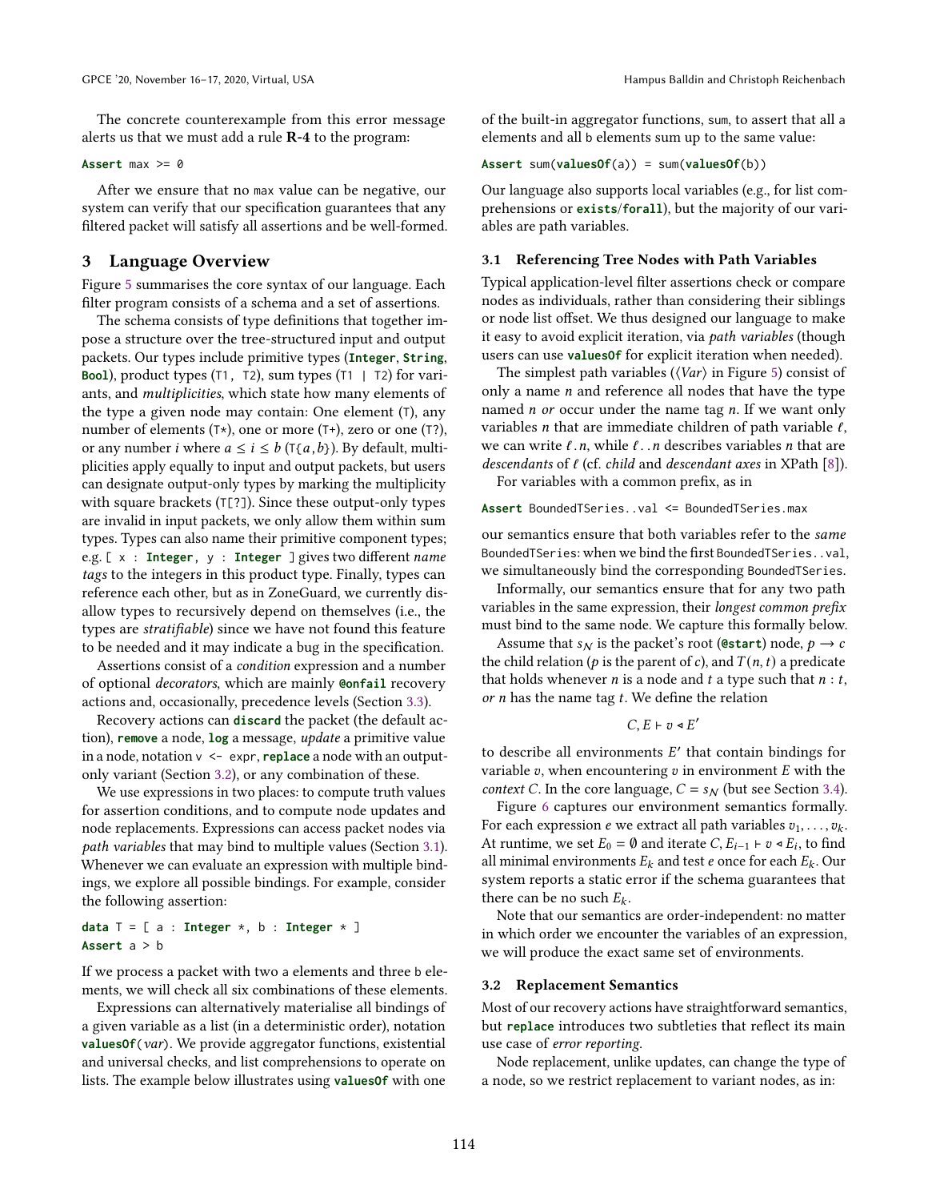The concrete counterexample from this error message alerts us that we must add a rule **R-4** to the program:

```
Assert max >= 0
```

After we ensure that no max value can be negative, our system can verify that our specification guarantees that any filtered packet will satisfy all assertions and be well-formed.

## 3 Language Overview

Figure 5 summarises the core syntax of our language. Each filter program consists of a schema and a set of assertions.

The schema consists of type definitions that together impose a structure over the tree-structured input and output packets. Our types include primitive types (**Integer**, **String**, **Bool**), product types (T1, T2), sum types (T1 | T2) for variants, and *multiplicities*, which state how many elements of the type a given node may contain: One element (T), any number of elements (T*), one or more (T+), zero or one (T?), or any number $i$ where $a \leq i \leq b$ (T{$a$,$b$}). By default, multiplicities apply equally to input and output packets, but users can designate output-only types by marking the multiplicity with square brackets (T[?]). Since these output-only types are invalid in input packets, we only allow them within sum types. Types can also name their primitive component types; e.g. [ x : **Integer**, y : **Integer** ] gives two different *name tags* to the integers in this product type. Finally, types can reference each other, but as in ZoneGuard, we currently disallow types to recursively depend on themselves (i.e., the types are *stratifiable*) since we have not found this feature to be needed and it may indicate a bug in the specification.

Assertions consist of a *condition* expression and a number of optional *decorators*, which are mainly **@onfail** recovery actions and, occasionally, precedence levels (Section 3.3).

Recovery actions can **discard** the packet (the default action), **remove** a node, **log** a message, *update* a primitive value in a node, notation v <- expr, **replace** a node with an output-only variant (Section 3.2), or any combination of these.

We use expressions in two places: to compute truth values for assertion conditions, and to compute node updates and node replacements. Expressions can access packet nodes via *path variables* that may bind to multiple values (Section 3.1). Whenever we can evaluate an expression with multiple bindings, we explore all possible bindings. For example, consider the following assertion:

```
data T = [ a : Integer *, b : Integer * ]
Assert a > b
```

If we process a packet with two a elements and three b elements, we will check all six combinations of these elements.

Expressions can alternatively materialise all bindings of a given variable as a list (in a deterministic order), notation **valuesOf**(*var*). We provide aggregator functions, existential and universal checks, and list comprehensions to operate on lists. The example below illustrates using **valuesOf** with one of the built-in aggregator functions, sum, to assert that all a elements and all b elements sum up to the same value:

```
Assert sum(valuesOf(a)) = sum(valuesOf(b))
```

Our language also supports local variables (e.g., for list comprehensions or **exists**/**forall**), but the majority of our variables are path variables.

### 3.1 Referencing Tree Nodes with Path Variables

Typical application-level filter assertions check or compare nodes as individuals, rather than considering their siblings or node list offset. We thus designed our language to make it easy to avoid explicit iteration, via *path variables* (though users can use **valuesOf** for explicit iteration when needed).

The simplest path variables ($\langle Var \rangle$ in Figure 5) consist of only a name $n$ and reference all nodes that have the type named $n$ *or* occur under the name tag $n$. If we want only variables $n$ that are immediate children of path variable $\ell$, we can write $\ell.n$, while $\ell..n$ describes variables $n$ that are *descendants* of $\ell$ (cf. *child* and *descendant axes* in XPath [8]).

For variables with a common prefix, as in

```
Assert BoundedTSeries..val <= BoundedTSeries.max
```

our semantics ensure that both variables refer to the *same* BoundedTSeries: when we bind the first BoundedTSeries..val, we simultaneously bind the corresponding BoundedTSeries.

Informally, our semantics ensure that for any two path variables in the same expression, their *longest common prefix* must bind to the same node. We capture this formally below.

Assume that $s_{\mathcal{N}}$ is the packet's root (**@start**) node, $p \rightarrow c$ the child relation ($p$ is the parent of $c$), and $T(n, t)$ a predicate that holds whenever $n$ is a node and $t$ a type such that $n : t$, *or* $n$ has the name tag $t$. We define the relation

$$C, E \vdash v \blacktriangleleft E'$$

to describe all environments $E'$ that contain bindings for variable $v$, when encountering $v$ in environment $E$ with the *context* $C$. In the core language, $C = s_{\mathcal{N}}$ (but see Section 3.4).

Figure 6 captures our environment semantics formally. For each expression $e$ we extract all path variables $v_1, \ldots, v_k$. At runtime, we set $E_0 = \emptyset$ and iterate $C, E_{i-1} \vdash v \blacktriangleleft E_i$, to find all minimal environments $E_k$ and test $e$ once for each $E_k$. Our system reports a static error if the schema guarantees that there can be no such $E_k$.

Note that our semantics are order-independent: no matter in which order we encounter the variables of an expression, we will produce the exact same set of environments.

### 3.2 Replacement Semantics

Most of our recovery actions have straightforward semantics, but **replace** introduces two subtleties that reflect its main use case of *error reporting*.

Node replacement, unlike updates, can change the type of a node, so we restrict replacement to variant nodes, as in: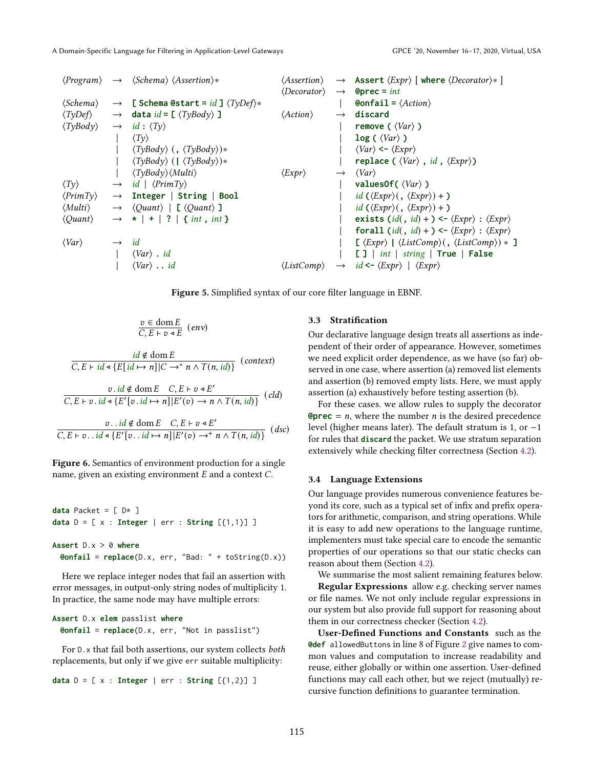```
⟨Program⟩    →  ⟨Schema⟩ ⟨Assertion⟩*
⟨Schema⟩     →  [ Schema @start = id ] ⟨TyDef⟩*
⟨TyDef⟩      →  data id = [ ⟨TyBody⟩ ]
⟨TyBody⟩     →  id : ⟨Ty⟩
              |  ⟨Ty⟩
              |  ⟨TyBody⟩ ( , ⟨TyBody⟩)*
              |  ⟨TyBody⟩ ( | ⟨TyBody⟩)*
              |  ⟨TyBody⟩⟨Multi⟩
⟨Ty⟩         →  id | ⟨PrimTy⟩
⟨PrimTy⟩     →  Integer | String | Bool
⟨Multi⟩      →  ⟨Quant⟩ | [ ⟨Quant⟩ ]
⟨Quant⟩      →  * | + | ? | { int , int }

⟨Var⟩        →  id
              |  ⟨Var⟩ . id
              |  ⟨Var⟩ .. id

⟨Assertion⟩  →  Assert ⟨Expr⟩ [ where ⟨Decorator⟩* ]
⟨Decorator⟩  →  @prec = int
              |  @onfail = ⟨Action⟩
⟨Action⟩     →  discard
              |  remove ( ⟨Var⟩ )
              |  log ( ⟨Var⟩ )
              |  ⟨Var⟩ <- ⟨Expr⟩
              |  replace ( ⟨Var⟩ , id , ⟨Expr⟩)
⟨Expr⟩       →  ⟨Var⟩
              |  valuesOf( ⟨Var⟩ )
              |  id (⟨Expr⟩( , ⟨Expr⟩) + )
              |  id (⟨Expr⟩( , ⟨Expr⟩) + )
              |  exists (id( , id) + ) <- ⟨Expr⟩ : ⟨Expr⟩
              |  forall (id( , id) + ) <- ⟨Expr⟩ : ⟨Expr⟩
              |  [ ⟨Expr⟩ | ⟨ListComp⟩( , ⟨ListComp⟩) * ]
              |  [ ] | int | string | True | False
⟨ListComp⟩   →  id <- ⟨Expr⟩ | ⟨Expr⟩
```

**Figure 5.** Simplified syntax of our core filter language in EBNF.

$$\frac{v \in \operatorname{dom} E}{C, E \vdash v \triangleleft E}\ (env)$$

$$\frac{id \notin \operatorname{dom} E}{C, E \vdash id \triangleleft \{E[id \mapsto n] | C \to^* n \wedge T(n, id)\}}\ (context)$$

$$\frac{v\,.\,id \notin \operatorname{dom} E \quad C, E \vdash v \triangleleft E'}{C, E \vdash v\,.\,id \triangleleft \{E'[v\,.\,id \mapsto n] | E'(v) \to n \wedge T(n, id)\}}\ (cld)$$

$$\frac{v\,.\,.\,id \notin \operatorname{dom} E \quad C, E \vdash v \triangleleft E'}{C, E \vdash v\,.\,.\,id \triangleleft \{E'[v\,.\,.\,id \mapsto n] | E'(v) \to^+ n \wedge T(n, id)\}}\ (dsc)$$

**Figure 6.** Semantics of environment production for a single name, given an existing environment $E$ and a context $C$.

```
data Packet = [ D* ]
data D = [ x : Integer | err : String [{1,1}] ]

Assert D.x > 0 where
  @onfail = replace(D.x, err, "Bad: " + toString(D.x))
```

Here we replace integer nodes that fail an assertion with error messages, in output-only string nodes of multiplicity 1. In practice, the same node may have multiple errors:

```
Assert D.x elem passlist where
  @onfail = replace(D.x, err, "Not in passlist")
```

For `D.x` that fail both assertions, our system collects *both* replacements, but only if we give `err` suitable multiplicity:

```
data D = [ x : Integer | err : String [{1,2}] ]
```

### 3.3 Stratification

Our declarative language design treats all assertions as independent of their order of appearance. However, sometimes we need explicit order dependence, as we have (so far) observed in one case, where assertion (a) removed list elements and assertion (b) removed empty lists. Here, we must apply assertion (a) exhaustively before testing assertion (b).

For these cases. we allow rules to supply the decorator **@prec** = $n$, where the number $n$ is the desired precedence level (higher means later). The default stratum is 1, or −1 for rules that **discard** the packet. We use stratum separation extensively while checking filter correctness (Section 4.2).

### 3.4 Language Extensions

Our language provides numerous convenience features beyond its core, such as a typical set of infix and prefix operators for arithmetic, comparison, and string operations. While it is easy to add new operations to the language runtime, implementers must take special care to encode the semantic properties of our operations so that our static checks can reason about them (Section 4.2).

We summarise the most salient remaining features below.

**Regular Expressions** allow e.g. checking server names or file names. We not only include regular expressions in our system but also provide full support for reasoning about them in our correctness checker (Section 4.2).

**User-Defined Functions and Constants** such as the **@def** `allowedButtons` in line 8 of Figure 2 give names to common values and computation to increase readability and reuse, either globally or within one assertion. User-defined functions may call each other, but we reject (mutually) recursive function definitions to guarantee termination.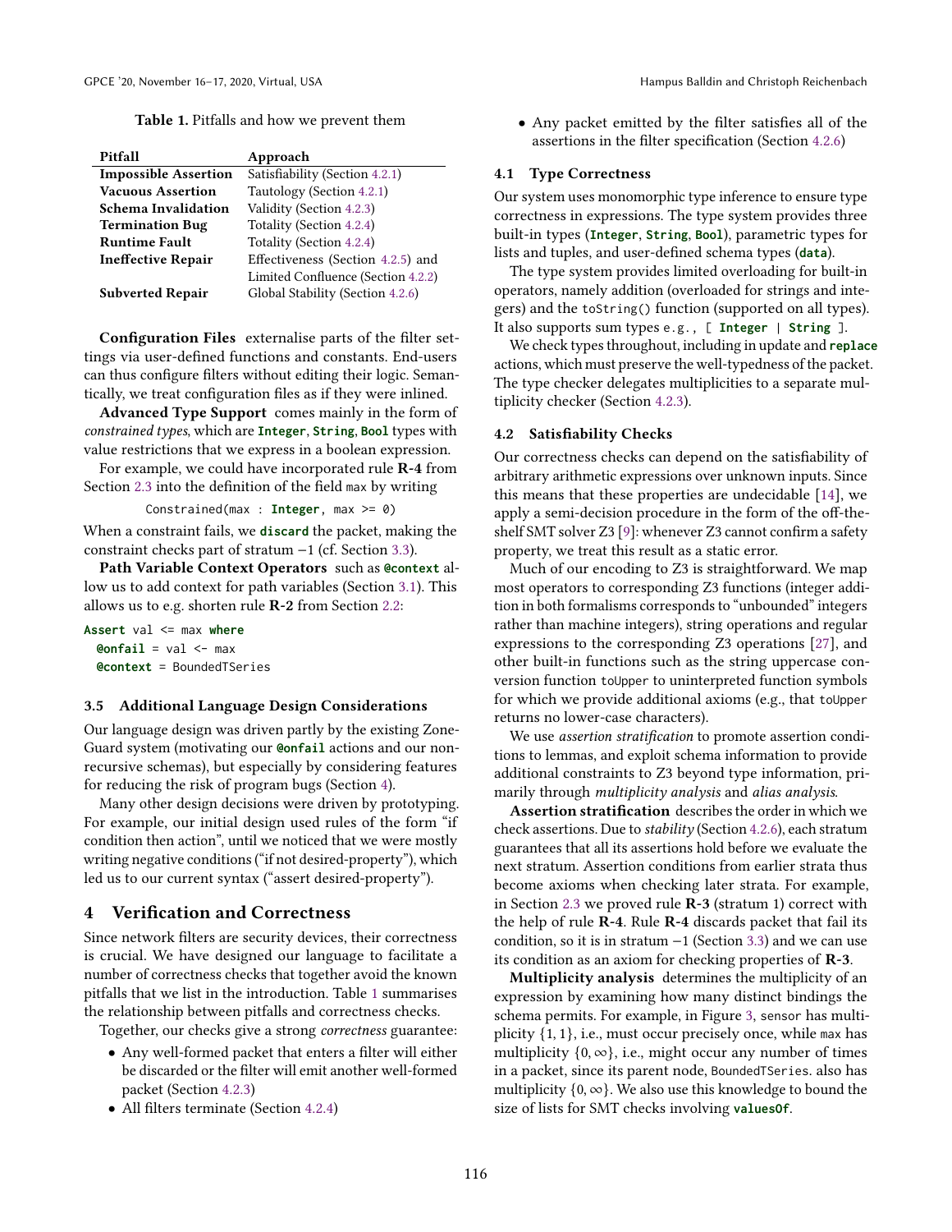**Table 1.** Pitfalls and how we prevent them

| Pitfall | Approach |
|---|---|
| **Impossible Assertion** | Satisfiability (Section 4.2.1) |
| **Vacuous Assertion** | Tautology (Section 4.2.1) |
| **Schema Invalidation** | Validity (Section 4.2.3) |
| **Termination Bug** | Totality (Section 4.2.4) |
| **Runtime Fault** | Totality (Section 4.2.4) |
| **Ineffective Repair** | Effectiveness (Section 4.2.5) and Limited Confluence (Section 4.2.2) |
| **Subverted Repair** | Global Stability (Section 4.2.6) |

**Configuration Files** externalise parts of the filter settings via user-defined functions and constants. End-users can thus configure filters without editing their logic. Semantically, we treat configuration files as if they were inlined.

**Advanced Type Support** comes mainly in the form of *constrained types*, which are **Integer**, **String**, **Bool** types with value restrictions that we express in a boolean expression.

For example, we could have incorporated rule **R-4** from Section 2.3 into the definition of the field `max` by writing

```
Constrained(max : Integer, max >= 0)
```

When a constraint fails, we **discard** the packet, making the constraint checks part of stratum $-1$ (cf. Section 3.3).

**Path Variable Context Operators** such as **@context** allow us to add context for path variables (Section 3.1). This allows us to e.g. shorten rule **R-2** from Section 2.2:

```
Assert val <= max where
  @onfail = val <- max
  @context = BoundedTSeries
```

### 3.5 Additional Language Design Considerations

Our language design was driven partly by the existing ZoneGuard system (motivating our **@onfail** actions and our non-recursive schemas), but especially by considering features for reducing the risk of program bugs (Section 4).

Many other design decisions were driven by prototyping. For example, our initial design used rules of the form "if condition then action", until we noticed that we were mostly writing negative conditions ("if not desired-property"), which led us to our current syntax ("assert desired-property").

## 4 Verification and Correctness

Since network filters are security devices, their correctness is crucial. We have designed our language to facilitate a number of correctness checks that together avoid the known pitfalls that we list in the introduction. Table 1 summarises the relationship between pitfalls and correctness checks.

Together, our checks give a strong *correctness* guarantee:

- Any well-formed packet that enters a filter will either be discarded or the filter will emit another well-formed packet (Section 4.2.3)
- All filters terminate (Section 4.2.4)
- Any packet emitted by the filter satisfies all of the assertions in the filter specification (Section 4.2.6)

### 4.1 Type Correctness

Our system uses monomorphic type inference to ensure type correctness in expressions. The type system provides three built-in types (**Integer**, **String**, **Bool**), parametric types for lists and tuples, and user-defined schema types (**data**).

The type system provides limited overloading for built-in operators, namely addition (overloaded for strings and integers) and the `toString()` function (supported on all types). It also supports sum types `e.g., [ Integer | String ]`.

We check types throughout, including in update and **replace** actions, which must preserve the well-typedness of the packet. The type checker delegates multiplicities to a separate multiplicity checker (Section 4.2.3).

### 4.2 Satisfiability Checks

Our correctness checks can depend on the satisfiability of arbitrary arithmetic expressions over unknown inputs. Since this means that these properties are undecidable [14], we apply a semi-decision procedure in the form of the off-the-shelf SMT solver Z3 [9]: whenever Z3 cannot confirm a safety property, we treat this result as a static error.

Much of our encoding to Z3 is straightforward. We map most operators to corresponding Z3 functions (integer addition in both formalisms corresponds to "unbounded" integers rather than machine integers), string operations and regular expressions to the corresponding Z3 operations [27], and other built-in functions such as the string uppercase conversion function `toUpper` to uninterpreted function symbols for which we provide additional axioms (e.g., that `toUpper` returns no lower-case characters).

We use *assertion stratification* to promote assertion conditions to lemmas, and exploit schema information to provide additional constraints to Z3 beyond type information, primarily through *multiplicity analysis* and *alias analysis*.

**Assertion stratification** describes the order in which we check assertions. Due to *stability* (Section 4.2.6), each stratum guarantees that all its assertions hold before we evaluate the next stratum. Assertion conditions from earlier strata thus become axioms when checking later strata. For example, in Section 2.3 we proved rule **R-3** (stratum 1) correct with the help of rule **R-4**. Rule **R-4** discards packet that fail its condition, so it is in stratum $-1$ (Section 3.3) and we can use its condition as an axiom for checking properties of **R-3**.

**Multiplicity analysis** determines the multiplicity of an expression by examining how many distinct bindings the schema permits. For example, in Figure 3, `sensor` has multiplicity $\{1, 1\}$, i.e., must occur precisely once, while `max` has multiplicity $\{0, \infty\}$, i.e., might occur any number of times in a packet, since its parent node, `BoundedTSeries`. also has multiplicity $\{0, \infty\}$. We also use this knowledge to bound the size of lists for SMT checks involving **valuesOf**.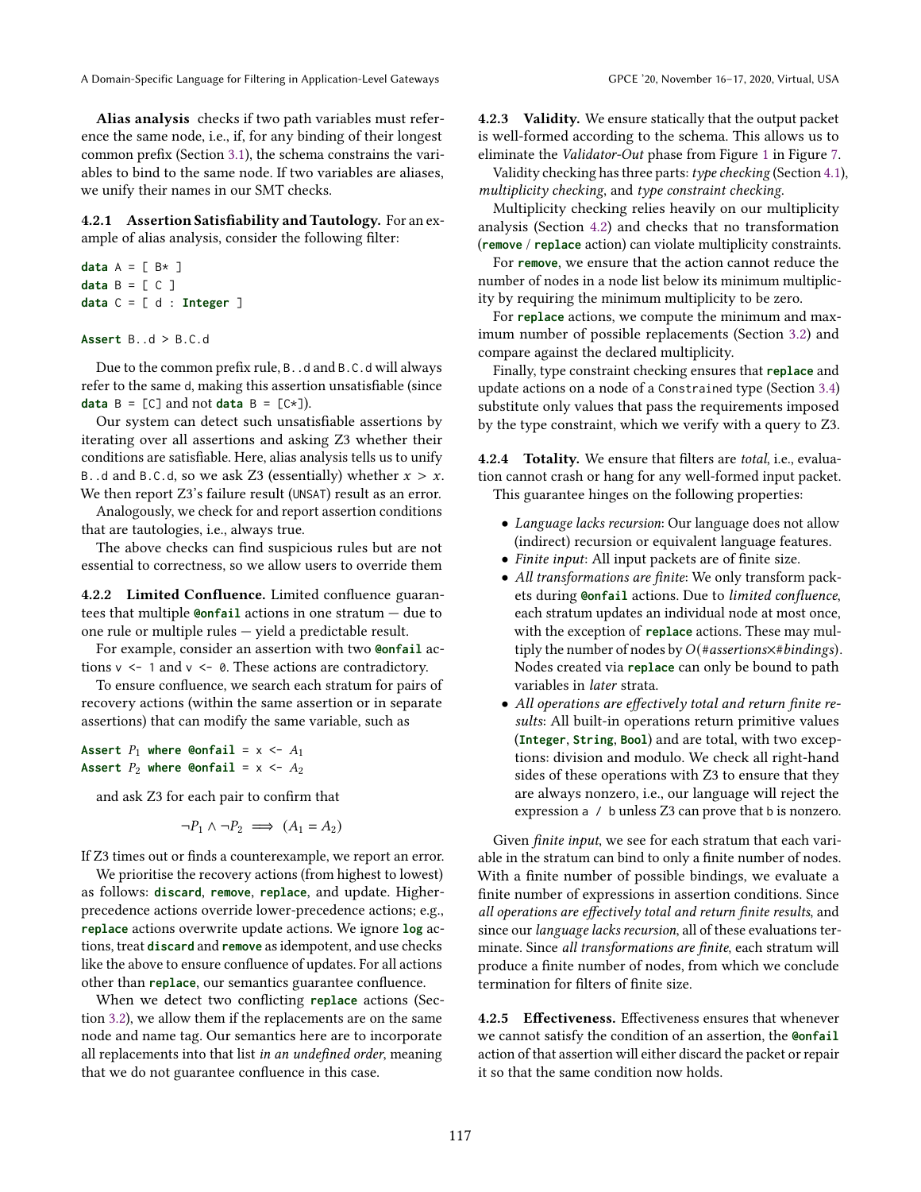**Alias analysis** checks if two path variables must reference the same node, i.e., if, for any binding of their longest common prefix (Section 3.1), the schema constrains the variables to bind to the same node. If two variables are aliases, we unify their names in our SMT checks.

#### 4.2.1 Assertion Satisfiability and Tautology.

For an example of alias analysis, consider the following filter:

```
data A = [ B* ]
data B = [ C ]
data C = [ d : Integer ]

Assert B..d > B.C.d
```

Due to the common prefix rule, `B..d` and `B.C.d` will always refer to the same `d`, making this assertion unsatisfiable (since `data B = [C]` and not `data B = [C*]`).

Our system can detect such unsatisfiable assertions by iterating over all assertions and asking Z3 whether their conditions are satisfiable. Here, alias analysis tells us to unify `B..d` and `B.C.d`, so we ask Z3 (essentially) whether $x > x$. We then report Z3's failure result (UNSAT) result as an error.

Analogously, we check for and report assertion conditions that are tautologies, i.e., always true.

The above checks can find suspicious rules but are not essential to correctness, so we allow users to override them

#### 4.2.2 Limited Confluence.

Limited confluence guarantees that multiple **@onfail** actions in one stratum — due to one rule or multiple rules — yield a predictable result.

For example, consider an assertion with two **@onfail** actions `v <- 1` and `v <- 0`. These actions are contradictory.

To ensure confluence, we search each stratum for pairs of recovery actions (within the same assertion or in separate assertions) that can modify the same variable, such as

```
Assert P1 where @onfail = x <- A1
Assert P2 where @onfail = x <- A2
```

and ask Z3 for each pair to confirm that

$$\neg P_1 \wedge \neg P_2 \implies (A_1 = A_2)$$

If Z3 times out or finds a counterexample, we report an error.

We prioritise the recovery actions (from highest to lowest) as follows: **discard**, **remove**, **replace**, and update. Higher-precedence actions override lower-precedence actions; e.g., **replace** actions overwrite update actions. We ignore **log** actions, treat **discard** and **remove** as idempotent, and use checks like the above to ensure confluence of updates. For all actions other than **replace**, our semantics guarantee confluence.

When we detect two conflicting **replace** actions (Section 3.2), we allow them if the replacements are on the same node and name tag. Our semantics here are to incorporate all replacements into that list *in an undefined order*, meaning that we do not guarantee confluence in this case.

#### 4.2.3 Validity.

We ensure statically that the output packet is well-formed according to the schema. This allows us to eliminate the *Validator-Out* phase from Figure 1 in Figure 7.

Validity checking has three parts: *type checking* (Section 4.1), *multiplicity checking*, and *type constraint checking*.

Multiplicity checking relies heavily on our multiplicity analysis (Section 4.2) and checks that no transformation (**remove** / **replace** action) can violate multiplicity constraints.

For **remove**, we ensure that the action cannot reduce the number of nodes in a node list below its minimum multiplicity by requiring the minimum multiplicity to be zero.

For **replace** actions, we compute the minimum and maximum number of possible replacements (Section 3.2) and compare against the declared multiplicity.

Finally, type constraint checking ensures that **replace** and update actions on a node of a `Constrained` type (Section 3.4) substitute only values that pass the requirements imposed by the type constraint, which we verify with a query to Z3.

#### 4.2.4 Totality.

We ensure that filters are *total*, i.e., evaluation cannot crash or hang for any well-formed input packet.

This guarantee hinges on the following properties:

- *Language lacks recursion*: Our language does not allow (indirect) recursion or equivalent language features.
- *Finite input*: All input packets are of finite size.
- *All transformations are finite*: We only transform packets during **@onfail** actions. Due to *limited confluence*, each stratum updates an individual node at most once, with the exception of **replace** actions. These may multiply the number of nodes by $O(\#assertions \times \#bindings)$. Nodes created via **replace** can only be bound to path variables in *later* strata.
- *All operations are effectively total and return finite results*: All built-in operations return primitive values (**Integer**, **String**, **Bool**) and are total, with two exceptions: division and modulo. We check all right-hand sides of these operations with Z3 to ensure that they are always nonzero, i.e., our language will reject the expression `a / b` unless Z3 can prove that `b` is nonzero.

Given *finite input*, we see for each stratum that each variable in the stratum can bind to only a finite number of nodes. With a finite number of possible bindings, we evaluate a finite number of expressions in assertion conditions. Since *all operations are effectively total and return finite results*, and since our *language lacks recursion*, all of these evaluations terminate. Since *all transformations are finite*, each stratum will produce a finite number of nodes, from which we conclude termination for filters of finite size.

#### 4.2.5 Effectiveness.

Effectiveness ensures that whenever we cannot satisfy the condition of an assertion, the **@onfail** action of that assertion will either discard the packet or repair it so that the same condition now holds.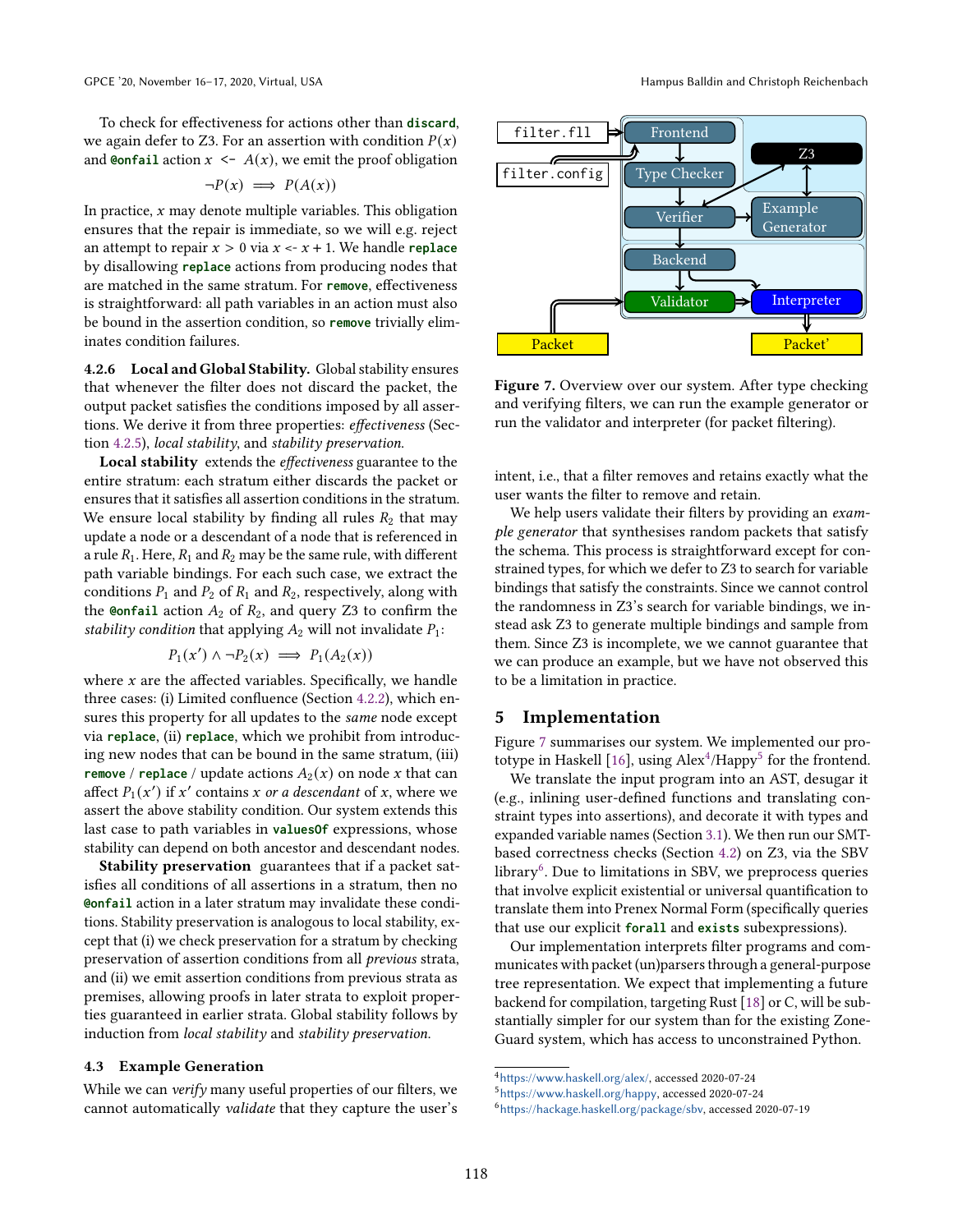To check for effectiveness for actions other than **discard**, we again defer to Z3. For an assertion with condition $P(x)$ and **@onfail** action `x <- A(x)`, we emit the proof obligation

$$\neg P(x) \implies P(A(x))$$

In practice, $x$ may denote multiple variables. This obligation ensures that the repair is immediate, so we will e.g. reject an attempt to repair $x > 0$ via $x$ <- $x + 1$. We handle **replace** by disallowing **replace** actions from producing nodes that are matched in the same stratum. For **remove**, effectiveness is straightforward: all path variables in an action must also be bound in the assertion condition, so **remove** trivially eliminates condition failures.

**4.2.6 Local and Global Stability.** Global stability ensures that whenever the filter does not discard the packet, the output packet satisfies the conditions imposed by all assertions. We derive it from three properties: *effectiveness* (Section 4.2.5), *local stability*, and *stability preservation*.

**Local stability** extends the *effectiveness* guarantee to the entire stratum: each stratum either discards the packet or ensures that it satisfies all assertion conditions in the stratum. We ensure local stability by finding all rules $R_2$ that may update a node or a descendant of a node that is referenced in a rule $R_1$. Here, $R_1$ and $R_2$ may be the same rule, with different path variable bindings. For each such case, we extract the conditions $P_1$ and $P_2$ of $R_1$ and $R_2$, respectively, along with the **@onfail** action $A_2$ of $R_2$, and query Z3 to confirm the *stability condition* that applying $A_2$ will not invalidate $P_1$:

$$P_1(x') \land \neg P_2(x) \implies P_1(A_2(x))$$

where $x$ are the affected variables. Specifically, we handle three cases: (i) Limited confluence (Section 4.2.2), which ensures this property for all updates to the *same* node except via **replace**, (ii) **replace**, which we prohibit from introducing new nodes that can be bound in the same stratum, (iii) **remove** / **replace** / update actions $A_2(x)$ on node $x$ that can affect $P_1(x')$ if $x'$ contains $x$ *or a descendant* of $x$, where we assert the above stability condition. Our system extends this last case to path variables in **valuesOf** expressions, whose stability can depend on both ancestor and descendant nodes.

**Stability preservation** guarantees that if a packet satisfies all conditions of all assertions in a stratum, then no **@onfail** action in a later stratum may invalidate these conditions. Stability preservation is analogous to local stability, except that (i) we check preservation for a stratum by checking preservation of assertion conditions from all *previous* strata, and (ii) we emit assertion conditions from previous strata as premises, allowing proofs in later strata to exploit properties guaranteed in earlier strata. Global stability follows by induction from *local stability* and *stability preservation*.

### 4.3 Example Generation

While we can *verify* many useful properties of our filters, we cannot automatically *validate* that they capture the user's intent, i.e., that a filter removes and retains exactly what the user wants the filter to remove and retain.

We help users validate their filters by providing an *example generator* that synthesises random packets that satisfy the schema. This process is straightforward except for constrained types, for which we defer to Z3 to search for variable bindings that satisfy the constraints. Since we cannot control the randomness in Z3's search for variable bindings, we instead ask Z3 to generate multiple bindings and sample from them. Since Z3 is incomplete, we we cannot guarantee that we can produce an example, but we have not observed this to be a limitation in practice.

**Figure 7.** Overview over our system. After type checking and verifying filters, we can run the example generator or run the validator and interpreter (for packet filtering).

## 5 Implementation

Figure 7 summarises our system. We implemented our prototype in Haskell [16], using Alex[4]/Happy[5] for the frontend.

We translate the input program into an AST, desugar it (e.g., inlining user-defined functions and translating constraint types into assertions), and decorate it with types and expanded variable names (Section 3.1). We then run our SMT-based correctness checks (Section 4.2) on Z3, via the SBV library[6]. Due to limitations in SBV, we preprocess queries that involve explicit existential or universal quantification to translate them into Prenex Normal Form (specifically queries that use our explicit **forall** and **exists** subexpressions).

Our implementation interprets filter programs and communicates with packet (un)parsers through a general-purpose tree representation. We expect that implementing a future backend for compilation, targeting Rust [18] or C, will be substantially simpler for our system than for the existing ZoneGuard system, which has access to unconstrained Python.

[4] https://www.haskell.org/alex/, accessed 2020-07-24
[5] https://www.haskell.org/happy, accessed 2020-07-24
[6] https://hackage.haskell.org/package/sbv, accessed 2020-07-19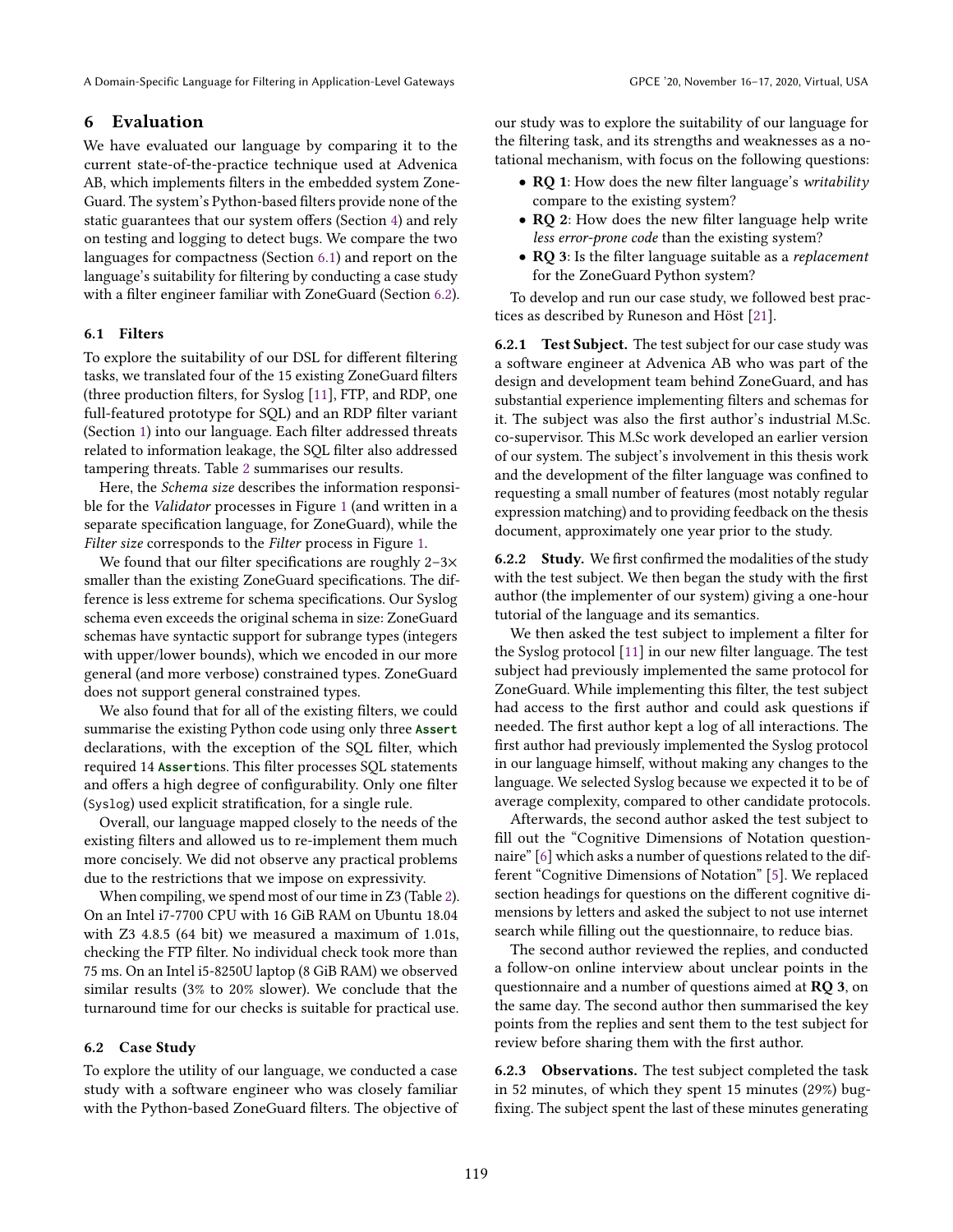## 6 Evaluation

We have evaluated our language by comparing it to the current state-of-the-practice technique used at Advenica AB, which implements filters in the embedded system ZoneGuard. The system's Python-based filters provide none of the static guarantees that our system offers (Section 4) and rely on testing and logging to detect bugs. We compare the two languages for compactness (Section 6.1) and report on the language's suitability for filtering by conducting a case study with a filter engineer familiar with ZoneGuard (Section 6.2).

### 6.1 Filters

To explore the suitability of our DSL for different filtering tasks, we translated four of the 15 existing ZoneGuard filters (three production filters, for Syslog [11], FTP, and RDP, one full-featured prototype for SQL) and an RDP filter variant (Section 1) into our language. Each filter addressed threats related to information leakage, the SQL filter also addressed tampering threats. Table 2 summarises our results.

Here, the *Schema size* describes the information responsible for the *Validator* processes in Figure 1 (and written in a separate specification language, for ZoneGuard), while the *Filter size* corresponds to the *Filter* process in Figure 1.

We found that our filter specifications are roughly 2–3× smaller than the existing ZoneGuard specifications. The difference is less extreme for schema specifications. Our Syslog schema even exceeds the original schema in size: ZoneGuard schemas have syntactic support for subrange types (integers with upper/lower bounds), which we encoded in our more general (and more verbose) constrained types. ZoneGuard does not support general constrained types.

We also found that for all of the existing filters, we could summarise the existing Python code using only three **Assert** declarations, with the exception of the SQL filter, which required 14 **Assert**ions. This filter processes SQL statements and offers a high degree of configurability. Only one filter (`Syslog`) used explicit stratification, for a single rule.

Overall, our language mapped closely to the needs of the existing filters and allowed us to re-implement them much more concisely. We did not observe any practical problems due to the restrictions that we impose on expressivity.

When compiling, we spend most of our time in Z3 (Table 2). On an Intel i7-7700 CPU with 16 GiB RAM on Ubuntu 18.04 with Z3 4.8.5 (64 bit) we measured a maximum of 1.01s, checking the FTP filter. No individual check took more than 75 ms. On an Intel i5-8250U laptop (8 GiB RAM) we observed similar results (3% to 20% slower). We conclude that the turnaround time for our checks is suitable for practical use.

### 6.2 Case Study

To explore the utility of our language, we conducted a case study with a software engineer who was closely familiar with the Python-based ZoneGuard filters. The objective of our study was to explore the suitability of our language for the filtering task, and its strengths and weaknesses as a notational mechanism, with focus on the following questions:

- **RQ 1**: How does the new filter language's *writability* compare to the existing system?
- **RQ 2**: How does the new filter language help write *less error-prone code* than the existing system?
- **RQ 3**: Is the filter language suitable as a *replacement* for the ZoneGuard Python system?

To develop and run our case study, we followed best practices as described by Runeson and Höst [21].

**6.2.1 Test Subject.** The test subject for our case study was a software engineer at Advenica AB who was part of the design and development team behind ZoneGuard, and has substantial experience implementing filters and schemas for it. The subject was also the first author's industrial M.Sc. co-supervisor. This M.Sc work developed an earlier version of our system. The subject's involvement in this thesis work and the development of the filter language was confined to requesting a small number of features (most notably regular expression matching) and to providing feedback on the thesis document, approximately one year prior to the study.

**6.2.2 Study.** We first confirmed the modalities of the study with the test subject. We then began the study with the first author (the implementer of our system) giving a one-hour tutorial of the language and its semantics.

We then asked the test subject to implement a filter for the Syslog protocol [11] in our new filter language. The test subject had previously implemented the same protocol for ZoneGuard. While implementing this filter, the test subject had access to the first author and could ask questions if needed. The first author kept a log of all interactions. The first author had previously implemented the Syslog protocol in our language himself, without making any changes to the language. We selected Syslog because we expected it to be of average complexity, compared to other candidate protocols.

Afterwards, the second author asked the test subject to fill out the "Cognitive Dimensions of Notation questionnaire" [6] which asks a number of questions related to the different "Cognitive Dimensions of Notation" [5]. We replaced section headings for questions on the different cognitive dimensions by letters and asked the subject to not use internet search while filling out the questionnaire, to reduce bias.

The second author reviewed the replies, and conducted a follow-on online interview about unclear points in the questionnaire and a number of questions aimed at **RQ 3**, on the same day. The second author then summarised the key points from the replies and sent them to the test subject for review before sharing them with the first author.

**6.2.3 Observations.** The test subject completed the task in 52 minutes, of which they spent 15 minutes (29%) bug-fixing. The subject spent the last of these minutes generating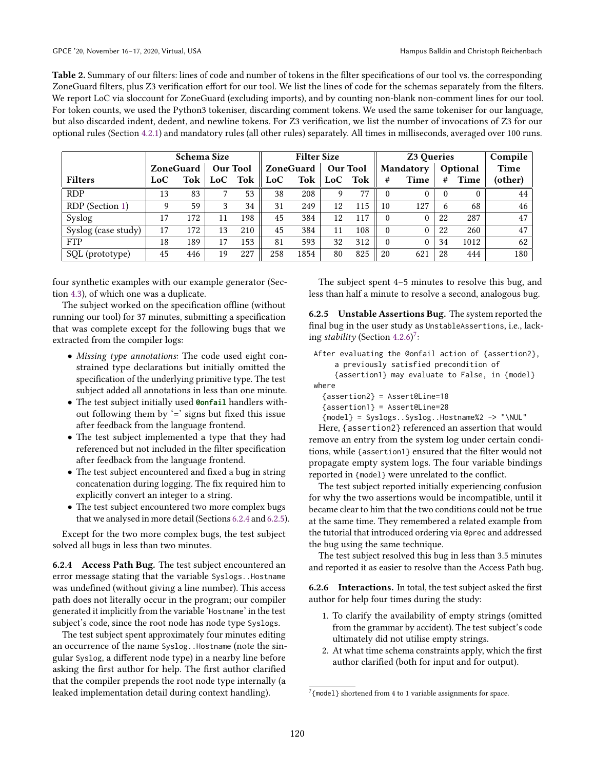**Table 2.** Summary of our filters: lines of code and number of tokens in the filter specifications of our tool vs. the corresponding ZoneGuard filters, plus Z3 verification effort for our tool. We list the lines of code for the schemas separately from the filters. We report LoC via sloccount for ZoneGuard (excluding imports), and by counting non-blank non-comment lines for our tool. For token counts, we used the Python3 tokeniser, discarding comment tokens. We used the same tokeniser for our language, but also discarded indent, dedent, and newline tokens. For Z3 verification, we list the number of invocations of Z3 for our optional rules (Section 4.2.1) and mandatory rules (all other rules) separately. All times in milliseconds, averaged over 100 runs.

| | Schema Size | | | | Filter Size | | | | Z3 Queries | | | | Compile |
|---|---|---|---|---|---|---|---|---|---|---|---|---|---|
| | ZoneGuard | | Our Tool | | ZoneGuard | | Our Tool | | Mandatory | | Optional | | Time |
| **Filters** | **LoC** | **Tok** | **LoC** | **Tok** | **LoC** | **Tok** | **LoC** | **Tok** | **#** | **Time** | **#** | **Time** | **(other)** |
| RDP | 13 | 83 | 7 | 53 | 38 | 208 | 9 | 77 | 0 | 0 | 0 | 0 | 44 |
| RDP (Section 1) | 9 | 59 | 3 | 34 | 31 | 249 | 12 | 115 | 10 | 127 | 6 | 68 | 46 |
| Syslog | 17 | 172 | 11 | 198 | 45 | 384 | 12 | 117 | 0 | 0 | 22 | 287 | 47 |
| Syslog (case study) | 17 | 172 | 13 | 210 | 45 | 384 | 11 | 108 | 0 | 0 | 22 | 260 | 47 |
| FTP | 18 | 189 | 17 | 153 | 81 | 593 | 32 | 312 | 0 | 0 | 34 | 1012 | 62 |
| SQL (prototype) | 45 | 446 | 19 | 227 | 258 | 1854 | 80 | 825 | 20 | 621 | 28 | 444 | 180 |

four synthetic examples with our example generator (Section 4.3), of which one was a duplicate.

The subject worked on the specification offline (without running our tool) for 37 minutes, submitting a specification that was complete except for the following bugs that we extracted from the compiler logs:

- *Missing type annotations*: The code used eight constrained type declarations but initially omitted the specification of the underlying primitive type. The test subject added all annotations in less than one minute.
- The test subject initially used **@onfail** handlers without following them by '=' signs but fixed this issue after feedback from the language frontend.
- The test subject implemented a type that they had referenced but not included in the filter specification after feedback from the language frontend.
- The test subject encountered and fixed a bug in string concatenation during logging. The fix required him to explicitly convert an integer to a string.
- The test subject encountered two more complex bugs that we analysed in more detail (Sections 6.2.4 and 6.2.5).

Except for the two more complex bugs, the test subject solved all bugs in less than two minutes.

**6.2.4 Access Path Bug.** The test subject encountered an error message stating that the variable `Syslogs..Hostname` was undefined (without giving a line number). This access path does not literally occur in the program; our compiler generated it implicitly from the variable '`Hostname`' in the test subject's code, since the root node has node type `Syslogs`.

The test subject spent approximately four minutes editing an occurrence of the name `Syslog..Hostname` (note the singular `Syslog`, a different node type) in a nearby line before asking the first author for help. The first author clarified that the compiler prepends the root node type internally (a leaked implementation detail during context handling).

The subject spent 4–5 minutes to resolve this bug, and less than half a minute to resolve a second, analogous bug.

**6.2.5 Unstable Assertions Bug.** The system reported the final bug in the user study as `UnstableAssertions`, i.e., lacking *stability* (Section 4.2.6)[7]:

```
After evaluating the @onfail action of {assertion2},
     a previously satisfied precondition of
     {assertion1} may evaluate to False, in {model}
where
  {assertion2} = Assert@Line=18
  {assertion1} = Assert@Line=28
  {model} = Syslogs..Syslog..Hostname%2 -> "\NUL"
```

Here, `{assertion2}` referenced an assertion that would remove an entry from the system log under certain conditions, while `{assertion1}` ensured that the filter would not propagate empty system logs. The four variable bindings reported in `{model}` were unrelated to the conflict.

The test subject reported initially experiencing confusion for why the two assertions would be incompatible, until it became clear to him that the two conditions could not be true at the same time. They remembered a related example from the tutorial that introduced ordering via `@prec` and addressed the bug using the same technique.

The test subject resolved this bug in less than 3.5 minutes and reported it as easier to resolve than the Access Path bug.

**6.2.6 Interactions.** In total, the test subject asked the first author for help four times during the study:

1. To clarify the availability of empty strings (omitted from the grammar by accident). The test subject's code ultimately did not utilise empty strings.
2. At what time schema constraints apply, which the first author clarified (both for input and for output).

[7] `{model}` shortened from 4 to 1 variable assignments for space.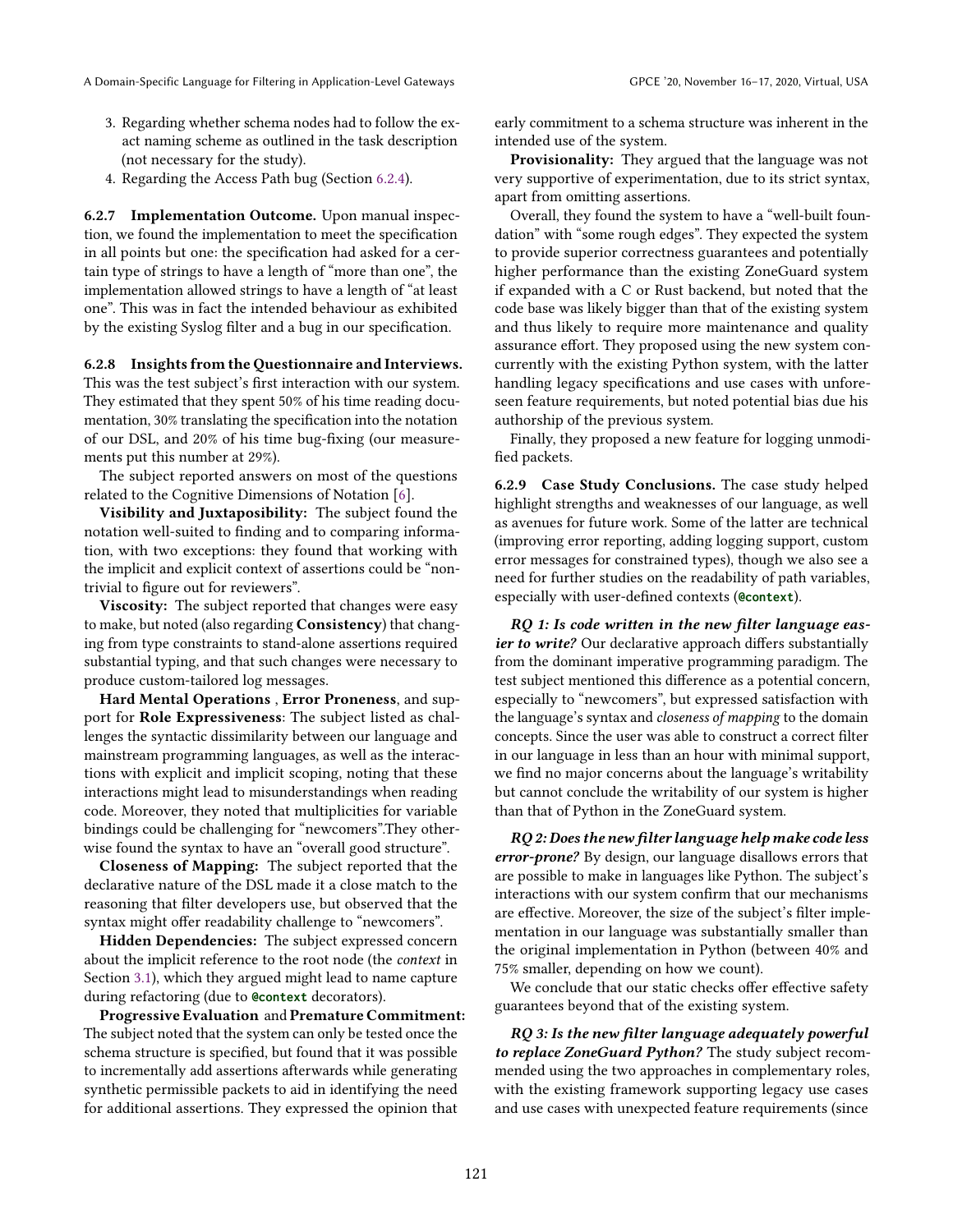3. Regarding whether schema nodes had to follow the exact naming scheme as outlined in the task description (not necessary for the study).
4. Regarding the Access Path bug (Section 6.2.4).

**6.2.7 Implementation Outcome.** Upon manual inspection, we found the implementation to meet the specification in all points but one: the specification had asked for a certain type of strings to have a length of "more than one", the implementation allowed strings to have a length of "at least one". This was in fact the intended behaviour as exhibited by the existing Syslog filter and a bug in our specification.

**6.2.8 Insights from the Questionnaire and Interviews.** This was the test subject's first interaction with our system. They estimated that they spent 50% of his time reading documentation, 30% translating the specification into the notation of our DSL, and 20% of his time bug-fixing (our measurements put this number at 29%).

The subject reported answers on most of the questions related to the Cognitive Dimensions of Notation [6].

**Visibility and Juxtaposibility:** The subject found the notation well-suited to finding and to comparing information, with two exceptions: they found that working with the implicit and explicit context of assertions could be "non-trivial to figure out for reviewers".

**Viscosity:** The subject reported that changes were easy to make, but noted (also regarding **Consistency**) that changing from type constraints to stand-alone assertions required substantial typing, and that such changes were necessary to produce custom-tailored log messages.

**Hard Mental Operations** , **Error Proneness**, and support for **Role Expressiveness**: The subject listed as challenges the syntactic dissimilarity between our language and mainstream programming languages, as well as the interactions with explicit and implicit scoping, noting that these interactions might lead to misunderstandings when reading code. Moreover, they noted that multiplicities for variable bindings could be challenging for "newcomers".They otherwise found the syntax to have an "overall good structure".

**Closeness of Mapping:** The subject reported that the declarative nature of the DSL made it a close match to the reasoning that filter developers use, but observed that the syntax might offer readability challenge to "newcomers".

**Hidden Dependencies:** The subject expressed concern about the implicit reference to the root node (the *context* in Section 3.1), which they argued might lead to name capture during refactoring (due to `@context` decorators).

**Progressive Evaluation** and **Premature Commitment:** The subject noted that the system can only be tested once the schema structure is specified, but found that it was possible to incrementally add assertions afterwards while generating synthetic permissible packets to aid in identifying the need for additional assertions. They expressed the opinion that early commitment to a schema structure was inherent in the intended use of the system.

**Provisionality:** They argued that the language was not very supportive of experimentation, due to its strict syntax, apart from omitting assertions.

Overall, they found the system to have a "well-built foundation" with "some rough edges". They expected the system to provide superior correctness guarantees and potentially higher performance than the existing ZoneGuard system if expanded with a C or Rust backend, but noted that the code base was likely bigger than that of the existing system and thus likely to require more maintenance and quality assurance effort. They proposed using the new system concurrently with the existing Python system, with the latter handling legacy specifications and use cases with unforeseen feature requirements, but noted potential bias due his authorship of the previous system.

Finally, they proposed a new feature for logging unmodified packets.

**6.2.9 Case Study Conclusions.** The case study helped highlight strengths and weaknesses of our language, as well as avenues for future work. Some of the latter are technical (improving error reporting, adding logging support, custom error messages for constrained types), though we also see a need for further studies on the readability of path variables, especially with user-defined contexts (`@context`).

***RQ 1: Is code written in the new filter language easier to write?*** Our declarative approach differs substantially from the dominant imperative programming paradigm. The test subject mentioned this difference as a potential concern, especially to "newcomers", but expressed satisfaction with the language's syntax and *closeness of mapping* to the domain concepts. Since the user was able to construct a correct filter in our language in less than an hour with minimal support, we find no major concerns about the language's writability but cannot conclude the writability of our system is higher than that of Python in the ZoneGuard system.

***RQ 2: Does the new filter language help make code less error-prone?*** By design, our language disallows errors that are possible to make in languages like Python. The subject's interactions with our system confirm that our mechanisms are effective. Moreover, the size of the subject's filter implementation in our language was substantially smaller than the original implementation in Python (between 40% and 75% smaller, depending on how we count).

We conclude that our static checks offer effective safety guarantees beyond that of the existing system.

***RQ 3: Is the new filter language adequately powerful to replace ZoneGuard Python?*** The study subject recommended using the two approaches in complementary roles, with the existing framework supporting legacy use cases and use cases with unexpected feature requirements (since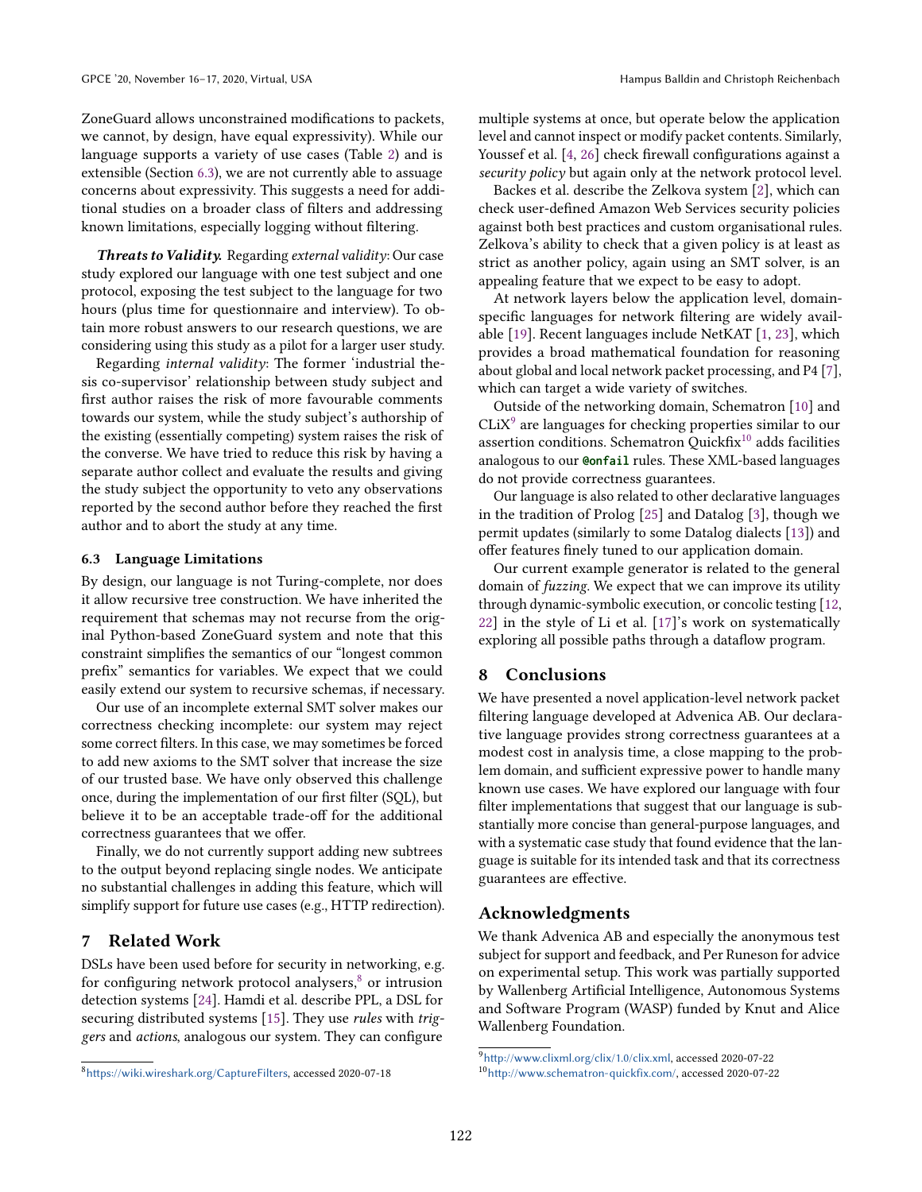ZoneGuard allows unconstrained modifications to packets, we cannot, by design, have equal expressivity). While our language supports a variety of use cases (Table 2) and is extensible (Section 6.3), we are not currently able to assuage concerns about expressivity. This suggests a need for additional studies on a broader class of filters and addressing known limitations, especially logging without filtering.

***Threats to Validity.*** Regarding *external validity*: Our case study explored our language with one test subject and one protocol, exposing the test subject to the language for two hours (plus time for questionnaire and interview). To obtain more robust answers to our research questions, we are considering using this study as a pilot for a larger user study.

Regarding *internal validity*: The former 'industrial thesis co-supervisor' relationship between study subject and first author raises the risk of more favourable comments towards our system, while the study subject's authorship of the existing (essentially competing) system raises the risk of the converse. We have tried to reduce this risk by having a separate author collect and evaluate the results and giving the study subject the opportunity to veto any observations reported by the second author before they reached the first author and to abort the study at any time.

### 6.3 Language Limitations

By design, our language is not Turing-complete, nor does it allow recursive tree construction. We have inherited the requirement that schemas may not recurse from the original Python-based ZoneGuard system and note that this constraint simplifies the semantics of our "longest common prefix" semantics for variables. We expect that we could easily extend our system to recursive schemas, if necessary.

Our use of an incomplete external SMT solver makes our correctness checking incomplete: our system may reject some correct filters. In this case, we may sometimes be forced to add new axioms to the SMT solver that increase the size of our trusted base. We have only observed this challenge once, during the implementation of our first filter (SQL), but believe it to be an acceptable trade-off for the additional correctness guarantees that we offer.

Finally, we do not currently support adding new subtrees to the output beyond replacing single nodes. We anticipate no substantial challenges in adding this feature, which will simplify support for future use cases (e.g., HTTP redirection).

## 7 Related Work

DSLs have been used before for security in networking, e.g. for configuring network protocol analysers,[8] or intrusion detection systems [24]. Hamdi et al. describe PPL, a DSL for securing distributed systems [15]. They use *rules* with *triggers* and *actions*, analogous our system. They can configure multiple systems at once, but operate below the application level and cannot inspect or modify packet contents. Similarly, Youssef et al. [4, 26] check firewall configurations against a *security policy* but again only at the network protocol level.

Backes et al. describe the Zelkova system [2], which can check user-defined Amazon Web Services security policies against both best practices and custom organisational rules. Zelkova's ability to check that a given policy is at least as strict as another policy, again using an SMT solver, is an appealing feature that we expect to be easy to adopt.

At network layers below the application level, domain-specific languages for network filtering are widely available [19]. Recent languages include NetKAT [1, 23], which provides a broad mathematical foundation for reasoning about global and local network packet processing, and P4 [7], which can target a wide variety of switches.

Outside of the networking domain, Schematron [10] and CLiX[9] are languages for checking properties similar to our assertion conditions. Schematron Quickfix[10] adds facilities analogous to our **`@onfail`** rules. These XML-based languages do not provide correctness guarantees.

Our language is also related to other declarative languages in the tradition of Prolog [25] and Datalog [3], though we permit updates (similarly to some Datalog dialects [13]) and offer features finely tuned to our application domain.

Our current example generator is related to the general domain of *fuzzing*. We expect that we can improve its utility through dynamic-symbolic execution, or concolic testing [12, 22] in the style of Li et al. [17]'s work on systematically exploring all possible paths through a dataflow program.

## 8 Conclusions

We have presented a novel application-level network packet filtering language developed at Advenica AB. Our declarative language provides strong correctness guarantees at a modest cost in analysis time, a close mapping to the problem domain, and sufficient expressive power to handle many known use cases. We have explored our language with four filter implementations that suggest that our language is substantially more concise than general-purpose languages, and with a systematic case study that found evidence that the language is suitable for its intended task and that its correctness guarantees are effective.

## Acknowledgments

We thank Advenica AB and especially the anonymous test subject for support and feedback, and Per Runeson for advice on experimental setup. This work was partially supported by Wallenberg Artificial Intelligence, Autonomous Systems and Software Program (WASP) funded by Knut and Alice Wallenberg Foundation.

---

[8] https://wiki.wireshark.org/CaptureFilters, accessed 2020-07-18

[9] http://www.clixml.org/clix/1.0/clix.xml, accessed 2020-07-22

[10] http://www.schematron-quickfix.com/, accessed 2020-07-22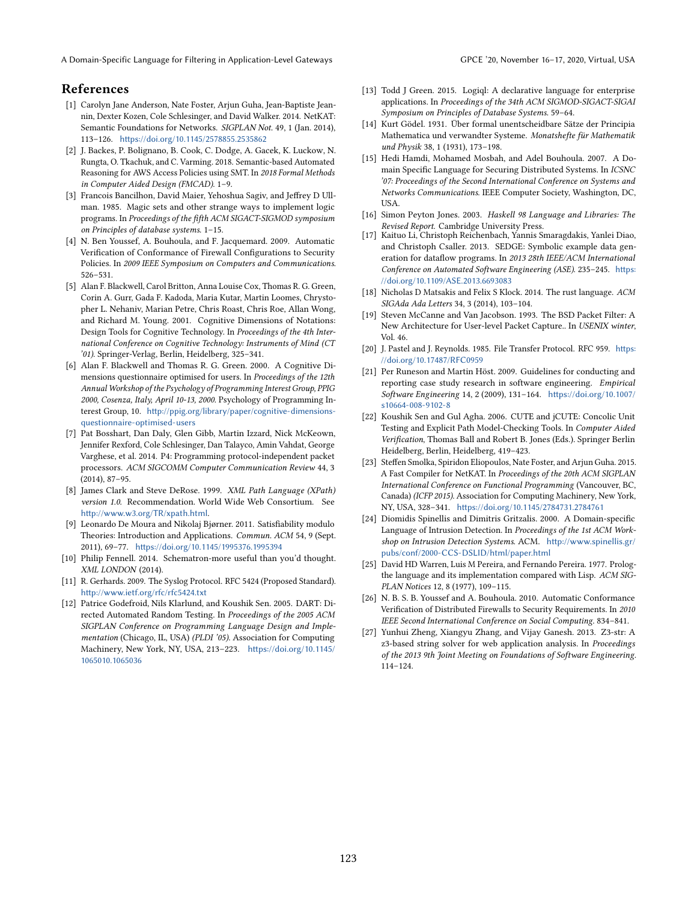## References

[1] Carolyn Jane Anderson, Nate Foster, Arjun Guha, Jean-Baptiste Jeannin, Dexter Kozen, Cole Schlesinger, and David Walker. 2014. NetKAT: Semantic Foundations for Networks. *SIGPLAN Not.* 49, 1 (Jan. 2014), 113–126. https://doi.org/10.1145/2578855.2535862

[2] J. Backes, P. Bolignano, B. Cook, C. Dodge, A. Gacek, K. Luckow, N. Rungta, O. Tkachuk, and C. Varming. 2018. Semantic-based Automated Reasoning for AWS Access Policies using SMT. In *2018 Formal Methods in Computer Aided Design (FMCAD).* 1–9.

[3] Francois Bancilhon, David Maier, Yehoshua Sagiv, and Jeffrey D Ullman. 1985. Magic sets and other strange ways to implement logic programs. In *Proceedings of the fifth ACM SIGACT-SIGMOD symposium on Principles of database systems.* 1–15.

[4] N. Ben Youssef, A. Bouhoula, and F. Jacquemard. 2009. Automatic Verification of Conformance of Firewall Configurations to Security Policies. In *2009 IEEE Symposium on Computers and Communications.* 526–531.

[5] Alan F. Blackwell, Carol Britton, Anna Louise Cox, Thomas R. G. Green, Corin A. Gurr, Gada F. Kadoda, Maria Kutar, Martin Loomes, Chrystopher L. Nehaniv, Marian Petre, Chris Roast, Chris Roe, Allan Wong, and Richard M. Young. 2001. Cognitive Dimensions of Notations: Design Tools for Cognitive Technology. In *Proceedings of the 4th International Conference on Cognitive Technology: Instruments of Mind (CT '01).* Springer-Verlag, Berlin, Heidelberg, 325–341.

[6] Alan F. Blackwell and Thomas R. G. Green. 2000. A Cognitive Dimensions questionnaire optimised for users. In *Proceedings of the 12th Annual Workshop of the Psychology of Programming Interest Group, PPIG 2000, Cosenza, Italy, April 10-13, 2000.* Psychology of Programming Interest Group, 10. http://ppig.org/library/paper/cognitive-dimensions-questionnaire-optimised-users

[7] Pat Bosshart, Dan Daly, Glen Gibb, Martin Izzard, Nick McKeown, Jennifer Rexford, Cole Schlesinger, Dan Talayco, Amin Vahdat, George Varghese, et al. 2014. P4: Programming protocol-independent packet processors. *ACM SIGCOMM Computer Communication Review* 44, 3 (2014), 87–95.

[8] James Clark and Steve DeRose. 1999. *XML Path Language (XPath) version 1.0.* Recommendation. World Wide Web Consortium. See http://www.w3.org/TR/xpath.html.

[9] Leonardo De Moura and Nikolaj Bjørner. 2011. Satisfiability modulo Theories: Introduction and Applications. *Commun. ACM* 54, 9 (Sept. 2011), 69–77. https://doi.org/10.1145/1995376.1995394

[10] Philip Fennell. 2014. Schematron-more useful than you'd thought. *XML LONDON* (2014).

[11] R. Gerhards. 2009. The Syslog Protocol. RFC 5424 (Proposed Standard). http://www.ietf.org/rfc/rfc5424.txt

[12] Patrice Godefroid, Nils Klarlund, and Koushik Sen. 2005. DART: Directed Automated Random Testing. In *Proceedings of the 2005 ACM SIGPLAN Conference on Programming Language Design and Implementation* (Chicago, IL, USA) *(PLDI '05).* Association for Computing Machinery, New York, NY, USA, 213–223. https://doi.org/10.1145/1065010.1065036

[13] Todd J Green. 2015. Logiql: A declarative language for enterprise applications. In *Proceedings of the 34th ACM SIGMOD-SIGACT-SIGAI Symposium on Principles of Database Systems.* 59–64.

[14] Kurt Gödel. 1931. Über formal unentscheidbare Sätze der Principia Mathematica und verwandter Systeme. *Monatshefte für Mathematik und Physik* 38, 1 (1931), 173–198.

[15] Hedi Hamdi, Mohamed Mosbah, and Adel Bouhoula. 2007. A Domain Specific Language for Securing Distributed Systems. In *ICSNC '07: Proceedings of the Second International Conference on Systems and Networks Communications.* IEEE Computer Society, Washington, DC, USA.

[16] Simon Peyton Jones. 2003. *Haskell 98 Language and Libraries: The Revised Report.* Cambridge University Press.

[17] Kaituo Li, Christoph Reichenbach, Yannis Smaragdakis, Yanlei Diao, and Christoph Csaller. 2013. SEDGE: Symbolic example data generation for dataflow programs. In *2013 28th IEEE/ACM International Conference on Automated Software Engineering (ASE).* 235–245. https://doi.org/10.1109/ASE.2013.6693083

[18] Nicholas D Matsakis and Felix S Klock. 2014. The rust language. *ACM SIGAda Ada Letters* 34, 3 (2014), 103–104.

[19] Steven McCanne and Van Jacobson. 1993. The BSD Packet Filter: A New Architecture for User-level Packet Capture.. In *USENIX winter*, Vol. 46.

[20] J. Pastel and J. Reynolds. 1985. File Transfer Protocol. RFC 959. https://doi.org/10.17487/RFC0959

[21] Per Runeson and Martin Höst. 2009. Guidelines for conducting and reporting case study research in software engineering. *Empirical Software Engineering* 14, 2 (2009), 131–164. https://doi.org/10.1007/s10664-008-9102-8

[22] Koushik Sen and Gul Agha. 2006. CUTE and jCUTE: Concolic Unit Testing and Explicit Path Model-Checking Tools. In *Computer Aided Verification*, Thomas Ball and Robert B. Jones (Eds.). Springer Berlin Heidelberg, Berlin, Heidelberg, 419–423.

[23] Steffen Smolka, Spiridon Eliopoulos, Nate Foster, and Arjun Guha. 2015. A Fast Compiler for NetKAT. In *Proceedings of the 20th ACM SIGPLAN International Conference on Functional Programming* (Vancouver, BC, Canada) *(ICFP 2015).* Association for Computing Machinery, New York, NY, USA, 328–341. https://doi.org/10.1145/2784731.2784761

[24] Diomidis Spinellis and Dimitris Gritzalis. 2000. A Domain-specific Language of Intrusion Detection. In *Proceedings of the 1st ACM Workshop on Intrusion Detection Systems.* ACM. http://www.spinellis.gr/pubs/conf/2000-CCS-DSLID/html/paper.html

[25] David HD Warren, Luis M Pereira, and Fernando Pereira. 1977. Prolog-the language and its implementation compared with Lisp. *ACM SIGPLAN Notices* 12, 8 (1977), 109–115.

[26] N. B. S. B. Youssef and A. Bouhoula. 2010. Automatic Conformance Verification of Distributed Firewalls to Security Requirements. In *2010 IEEE Second International Conference on Social Computing.* 834–841.

[27] Yunhui Zheng, Xiangyu Zhang, and Vijay Ganesh. 2013. Z3-str: A z3-based string solver for web application analysis. In *Proceedings of the 2013 9th Joint Meeting on Foundations of Software Engineering.* 114–124.